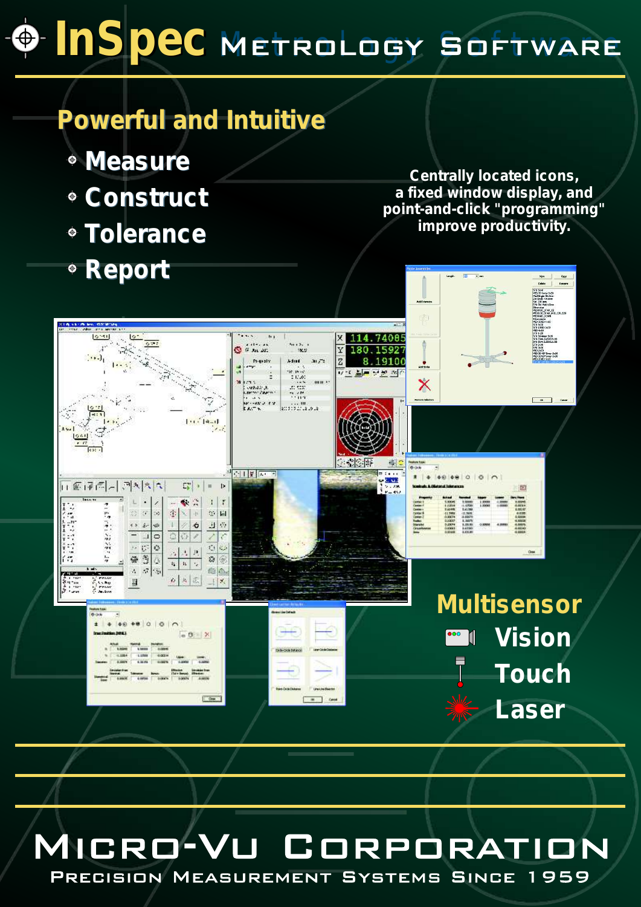# InSpec Metrology Software

## Powerful and Intuitive

- Measure
- Construct
- Tolerance
- Report

Centrally located icons, a fixed window display, and point-and-click "programming" improve productivity.

## Multisensor

- Vision
- Touch
- Laser

# Micro-Vu Corporation

Precision Measurement Systems Since 1959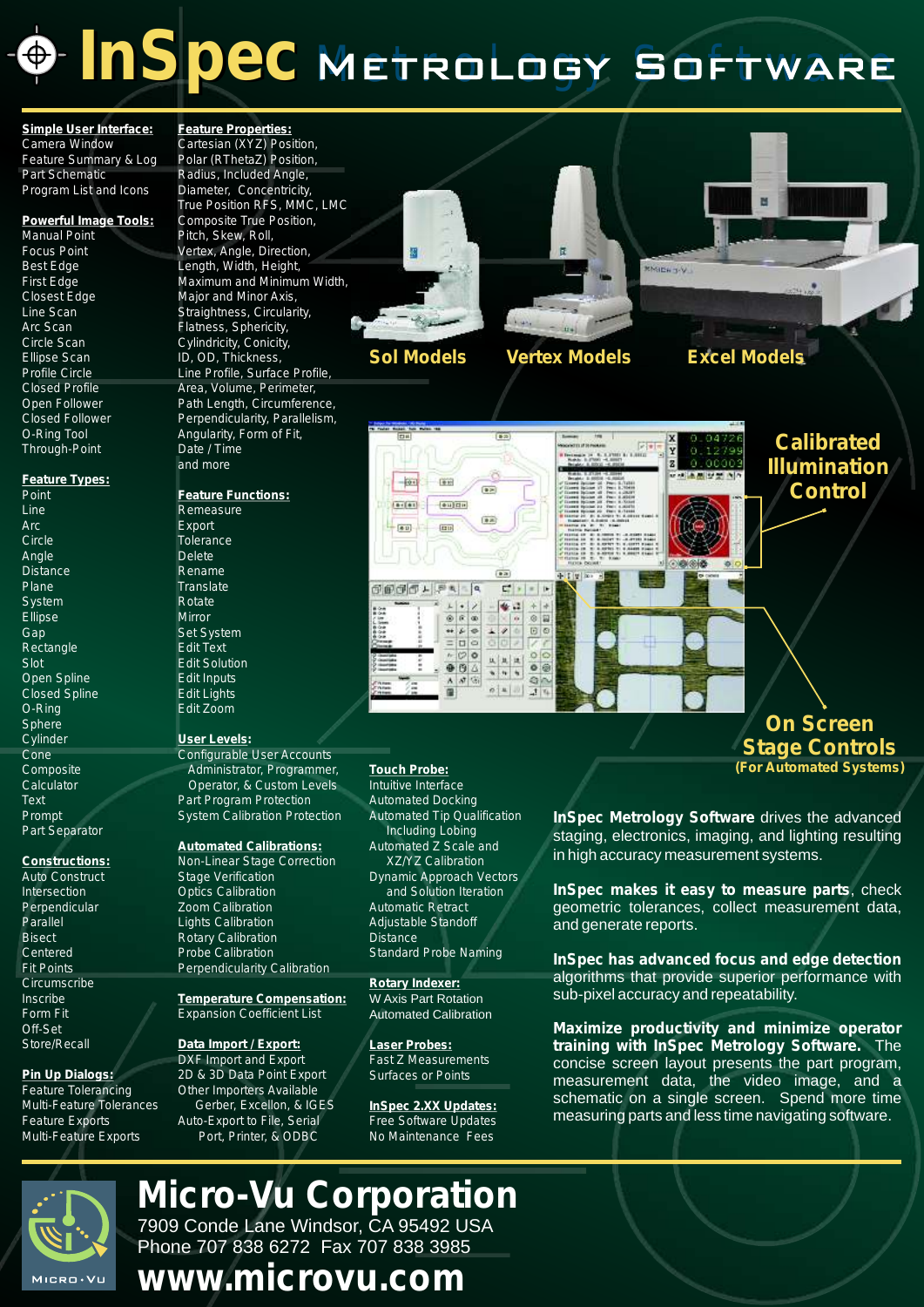# InSpec Metrology Software

**Simple User Interface:**
- Camera Window
- Feature Summary & Log
- Part Schematic
- Program List and Icons

**Powerful Image Tools:**
- Manual Point
- Focus Point
- Best Edge
- First Edge
- Closest Edge
- Line Scan
- Arc Scan
- Circle Scan
- Ellipse Scan
- Profile Circle
- Closed Profile
- Open Follower
- Closed Follower
- O-Ring Tool
- Through-Point

**Feature Types:**
- Point
- Line
- Arc
- Circle
- Angle
- Distance
- Plane
- System
- Ellipse
- Gap
- Rectangle
- Slot
- Open Spline
- Closed Spline
- O-Ring
- Sphere
- Cylinder
- Cone
- Composite
- Calculator
- Text
- Prompt
- Part Separator

**Constructions:**
- Auto Construct
- Intersection
- Perpendicular
- Parallel
- Bisect
- Centered
- Fit Points
- Circumscribe
- Inscribe
- Form Fit
- Off-Set
- Store/Recall

**Pin Up Dialogs:**
- Feature Tolerancing
- Multi-Feature Tolerances
- Feature Exports
- Multi-Feature Exports

**Feature Properties:**
Cartesian (XYZ) Position, Polar (RThetaZ) Position, Radius, Included Angle, Diameter, Concentricity, True Position RFS, MMC, LMC Composite True Position, Pitch, Skew, Roll, Vertex, Angle, Direction, Length, Width, Height, Maximum and Minimum Width, Major and Minor Axis, Straightness, Circularity, Flatness, Sphericity, Cylindricity, Conicity, ID, OD, Thickness, Line Profile, Surface Profile, Area, Volume, Perimeter, Path Length, Circumference, Perpendicularity, Parallelism, Angularity, Form of Fit, Date / Time and more

**Feature Functions:**
- Remeasure
- Export
- Tolerance
- Delete
- Rename
- Translate
- Rotate
- Mirror
- Set System
- Edit Text
- Edit Solution
- Edit Inputs
- Edit Lights
- Edit Zoom

**User Levels:**
- Configurable User Accounts
  - Administrator, Programmer, Operator, & Custom Levels
- Part Program Protection
- System Calibration Protection

**Automated Calibrations:**
- Non-Linear Stage Correction
- Stage Verification
- Optics Calibration
- Zoom Calibration
- Lights Calibration
- Rotary Calibration
- Probe Calibration
- Perpendicularity Calibration

**Temperature Compensation:**
- Expansion Coefficient List

**Data Import / Export:**
- DXF Import and Export
- 2D & 3D Data Point Export
- Other Importers Available
  - Gerber, Excellon, & IGES
- Auto-Export to File, Serial
  - Port, Printer, & ODBC

Sol Models | Vertex Models | Excel Models

**Calibrated Illumination Control**

**On Screen Stage Controls**
**(For Automated Systems)**

**Touch Probe:**
- Intuitive Interface
- Automated Docking
- Automated Tip Qualification
  - Including Lobing
- Automated Z Scale and
  - XZ/YZ Calibration
- Dynamic Approach Vectors
  - and Solution Iteration
- Automatic Retract
- Adjustable Standoff Distance
- Standard Probe Naming

**Rotary Indexer:**
- W Axis Part Rotation
- Automated Calibration

**Laser Probes:**
- Fast Z Measurements
- Surfaces or Points

**InSpec 2.XX Updates:**
- Free Software Updates
- No Maintenance Fees

**InSpec Metrology Software** drives the advanced staging, electronics, imaging, and lighting resulting in high accuracy measurement systems.

**InSpec makes it easy to measure parts**, check geometric tolerances, collect measurement data, and generate reports.

**InSpec has advanced focus and edge detection** algorithms that provide superior performance with sub-pixel accuracy and repeatability.

**Maximize productivity and minimize operator training with InSpec Metrology Software.** The concise screen layout presents the part program, measurement data, the video image, and a schematic on a single screen. Spend more time measuring parts and less time navigating software.

## Micro-Vu Corporation

7909 Conde Lane Windsor, CA 95492 USA
Phone 707 838 6272 Fax 707 838 3985

**www.microvu.com**